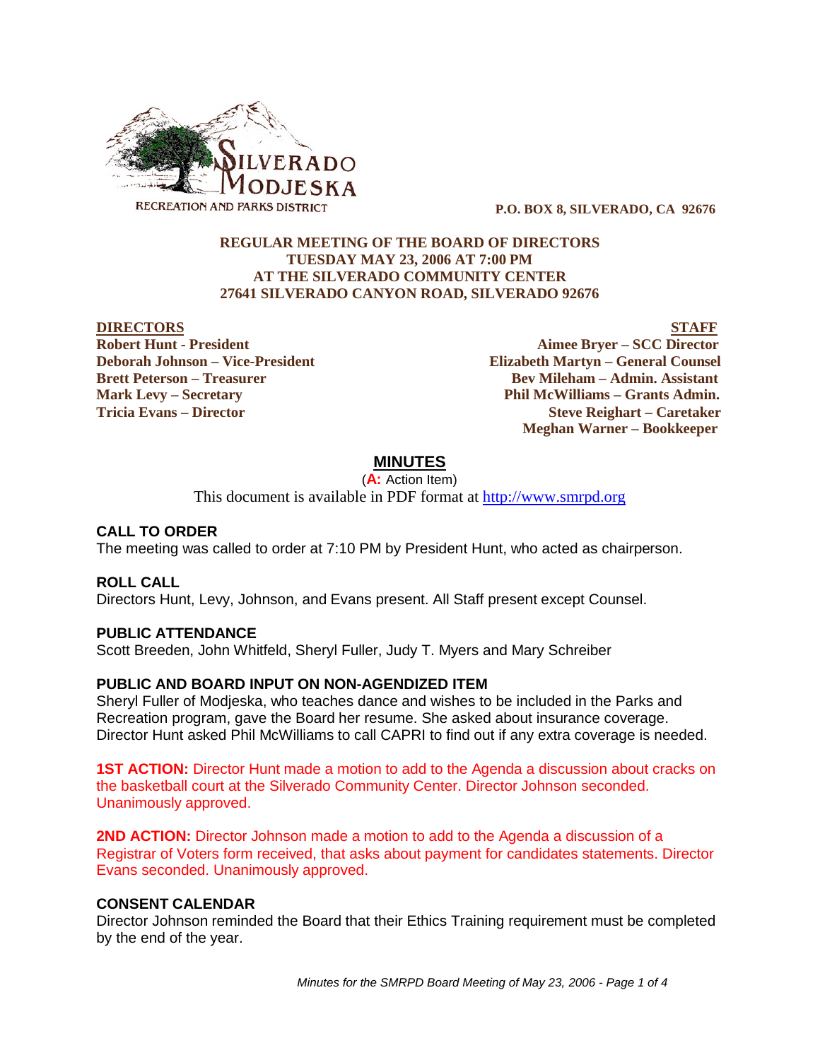**SILVERADO MODJESKA RECREATION AND PARKS DISTRICT**

**P.O. BOX 8, SILVERADO, CA 92676**

**REGULAR MEETING OF THE BOARD OF DIRECTORS**
**TUESDAY MAY 23, 2006 AT 7:00 PM**
**AT THE SILVERADO COMMUNITY CENTER**
**27641 SILVERADO CANYON ROAD, SILVERADO 92676**

**DIRECTORS**
**Robert Hunt - President**
**Deborah Johnson – Vice-President**
**Brett Peterson – Treasurer**
**Mark Levy – Secretary**
**Tricia Evans – Director**

**STAFF**
**Aimee Bryer – SCC Director**
**Elizabeth Martyn – General Counsel**
**Bev Mileham – Admin. Assistant**
**Phil McWilliams – Grants Admin.**
**Steve Reighart – Caretaker**
**Meghan Warner – Bookkeeper**

# MINUTES

(**A:** Action Item)

This document is available in PDF format at http://www.smrpd.org

## CALL TO ORDER

The meeting was called to order at 7:10 PM by President Hunt, who acted as chairperson.

## ROLL CALL

Directors Hunt, Levy, Johnson, and Evans present. All Staff present except Counsel.

## PUBLIC ATTENDANCE

Scott Breeden, John Whitfeld, Sheryl Fuller, Judy T. Myers and Mary Schreiber

## PUBLIC AND BOARD INPUT ON NON-AGENDIZED ITEM

Sheryl Fuller of Modjeska, who teaches dance and wishes to be included in the Parks and Recreation program, gave the Board her resume. She asked about insurance coverage. Director Hunt asked Phil McWilliams to call CAPRI to find out if any extra coverage is needed.

**1ST ACTION:** Director Hunt made a motion to add to the Agenda a discussion about cracks on the basketball court at the Silverado Community Center. Director Johnson seconded. Unanimously approved.

**2ND ACTION:** Director Johnson made a motion to add to the Agenda a discussion of a Registrar of Voters form received, that asks about payment for candidates statements. Director Evans seconded. Unanimously approved.

## CONSENT CALENDAR

Director Johnson reminded the Board that their Ethics Training requirement must be completed by the end of the year.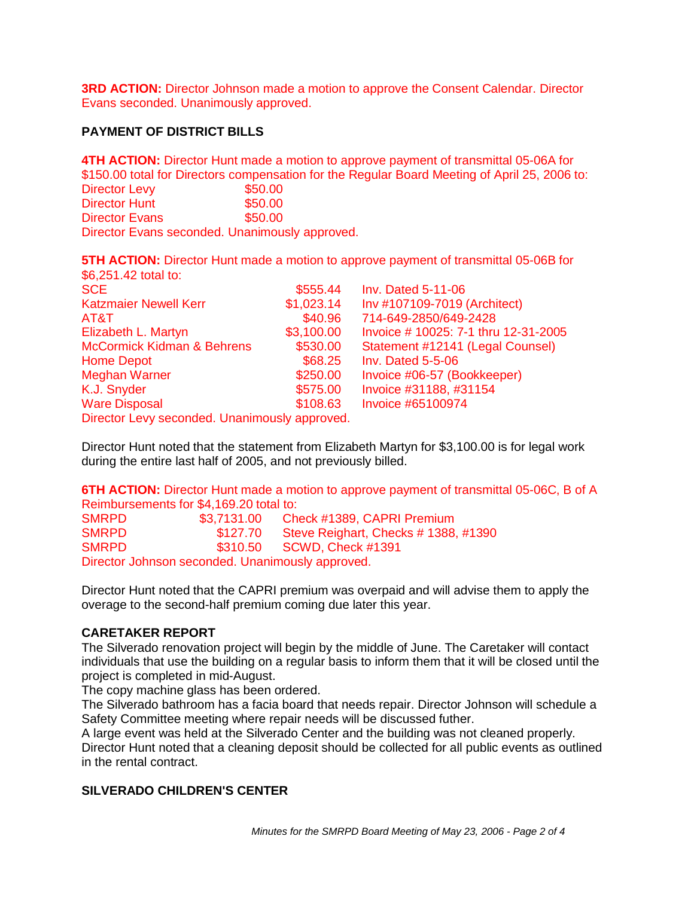**3RD ACTION:** Director Johnson made a motion to approve the Consent Calendar. Director Evans seconded. Unanimously approved.

**PAYMENT OF DISTRICT BILLS**

**4TH ACTION:** Director Hunt made a motion to approve payment of transmittal 05-06A for $150.00 total for Directors compensation for the Regular Board Meeting of April 25, 2006 to:

| | |
|---|---|
| Director Levy | $50.00 |
| Director Hunt | $50.00 |
| Director Evans | $50.00 |

Director Evans seconded. Unanimously approved.

**5TH ACTION:** Director Hunt made a motion to approve payment of transmittal 05-06B for $6,251.42 total to:

| | | |
|---|---|---|
| SCE | $555.44 | Inv. Dated 5-11-06 |
| Katzmaier Newell Kerr | $1,023.14 | Inv #107109-7019 (Architect) |
| AT&T | $40.96 | 714-649-2850/649-2428 |
| Elizabeth L. Martyn | $3,100.00 | Invoice # 10025: 7-1 thru 12-31-2005 |
| McCormick Kidman & Behrens | $530.00 | Statement #12141 (Legal Counsel) |
| Home Depot | $68.25 | Inv. Dated 5-5-06 |
| Meghan Warner | $250.00 | Invoice #06-57 (Bookkeeper) |
| K.J. Snyder | $575.00 | Invoice #31188, #31154 |
| Ware Disposal | $108.63 | Invoice #65100974 |

Director Levy seconded. Unanimously approved.

Director Hunt noted that the statement from Elizabeth Martyn for $3,100.00 is for legal work during the entire last half of 2005, and not previously billed.

**6TH ACTION:** Director Hunt made a motion to approve payment of transmittal 05-06C, B of A Reimbursements for $4,169.20 total to:

| | | |
|---|---|---|
| SMRPD | $3,7131.00 | Check #1389, CAPRI Premium |
| SMRPD | $127.70 | Steve Reighart, Checks # 1388, #1390 |
| SMRPD | $310.50 | SCWD, Check #1391 |

Director Johnson seconded. Unanimously approved.

Director Hunt noted that the CAPRI premium was overpaid and will advise them to apply the overage to the second-half premium coming due later this year.

**CARETAKER REPORT**

The Silverado renovation project will begin by the middle of June. The Caretaker will contact individuals that use the building on a regular basis to inform them that it will be closed until the project is completed in mid-August.

The copy machine glass has been ordered.

The Silverado bathroom has a facia board that needs repair. Director Johnson will schedule a Safety Committee meeting where repair needs will be discussed futher.

A large event was held at the Silverado Center and the building was not cleaned properly. Director Hunt noted that a cleaning deposit should be collected for all public events as outlined in the rental contract.

**SILVERADO CHILDREN'S CENTER**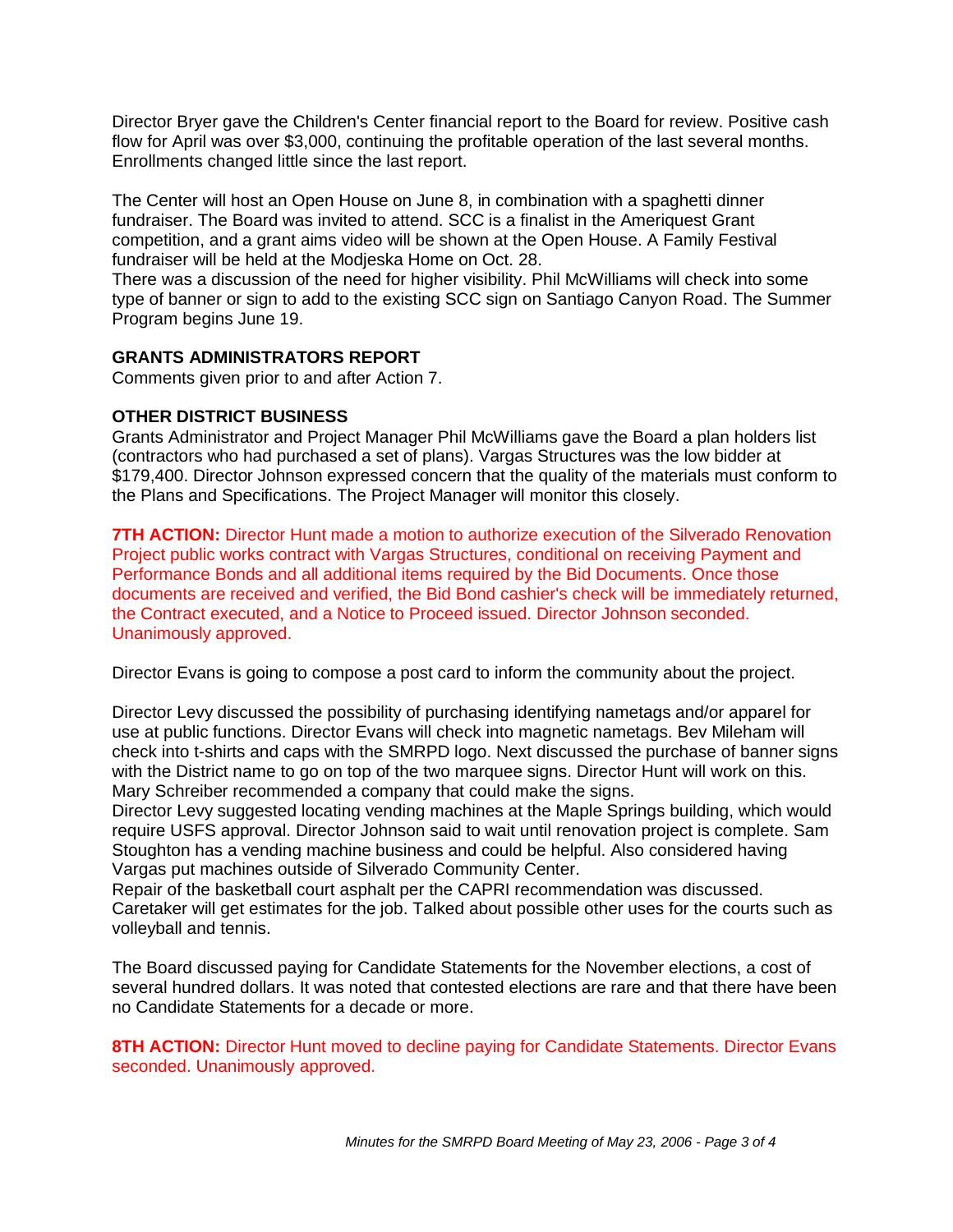Director Bryer gave the Children's Center financial report to the Board for review. Positive cash flow for April was over $3,000, continuing the profitable operation of the last several months. Enrollments changed little since the last report.

The Center will host an Open House on June 8, in combination with a spaghetti dinner fundraiser. The Board was invited to attend. SCC is a finalist in the Ameriquest Grant competition, and a grant aims video will be shown at the Open House. A Family Festival fundraiser will be held at the Modjeska Home on Oct. 28.
There was a discussion of the need for higher visibility. Phil McWilliams will check into some type of banner or sign to add to the existing SCC sign on Santiago Canyon Road. The Summer Program begins June 19.

**GRANTS ADMINISTRATORS REPORT**
Comments given prior to and after Action 7.

**OTHER DISTRICT BUSINESS**
Grants Administrator and Project Manager Phil McWilliams gave the Board a plan holders list (contractors who had purchased a set of plans). Vargas Structures was the low bidder at $179,400. Director Johnson expressed concern that the quality of the materials must conform to the Plans and Specifications. The Project Manager will monitor this closely.

**7TH ACTION:** Director Hunt made a motion to authorize execution of the Silverado Renovation Project public works contract with Vargas Structures, conditional on receiving Payment and Performance Bonds and all additional items required by the Bid Documents. Once those documents are received and verified, the Bid Bond cashier's check will be immediately returned, the Contract executed, and a Notice to Proceed issued. Director Johnson seconded. Unanimously approved.

Director Evans is going to compose a post card to inform the community about the project.

Director Levy discussed the possibility of purchasing identifying nametags and/or apparel for use at public functions. Director Evans will check into magnetic nametags. Bev Mileham will check into t-shirts and caps with the SMRPD logo. Next discussed the purchase of banner signs with the District name to go on top of the two marquee signs. Director Hunt will work on this. Mary Schreiber recommended a company that could make the signs.
Director Levy suggested locating vending machines at the Maple Springs building, which would require USFS approval. Director Johnson said to wait until renovation project is complete. Sam Stoughton has a vending machine business and could be helpful. Also considered having Vargas put machines outside of Silverado Community Center.
Repair of the basketball court asphalt per the CAPRI recommendation was discussed. Caretaker will get estimates for the job. Talked about possible other uses for the courts such as volleyball and tennis.

The Board discussed paying for Candidate Statements for the November elections, a cost of several hundred dollars. It was noted that contested elections are rare and that there have been no Candidate Statements for a decade or more.

**8TH ACTION:** Director Hunt moved to decline paying for Candidate Statements. Director Evans seconded. Unanimously approved.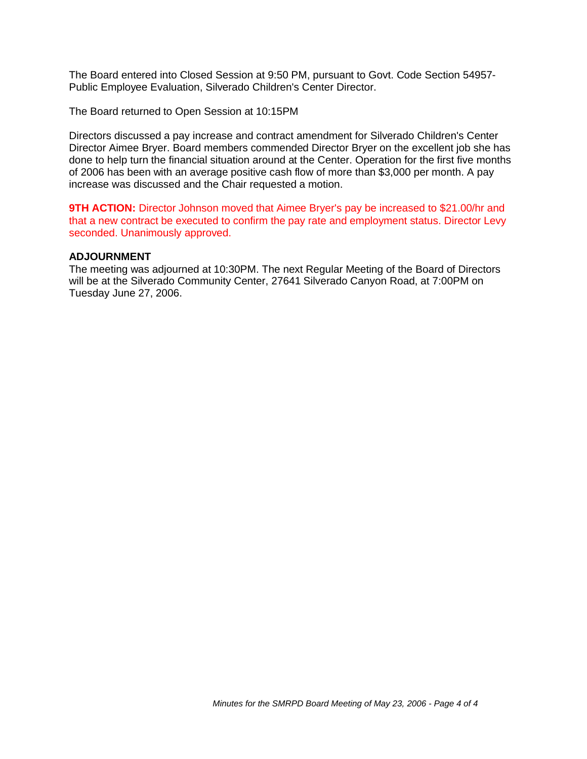The Board entered into Closed Session at 9:50 PM, pursuant to Govt. Code Section 54957- Public Employee Evaluation, Silverado Children's Center Director.

The Board returned to Open Session at 10:15PM

Directors discussed a pay increase and contract amendment for Silverado Children's Center Director Aimee Bryer. Board members commended Director Bryer on the excellent job she has done to help turn the financial situation around at the Center. Operation for the first five months of 2006 has been with an average positive cash flow of more than $3,000 per month. A pay increase was discussed and the Chair requested a motion.

**9TH ACTION:** Director Johnson moved that Aimee Bryer's pay be increased to $21.00/hr and that a new contract be executed to confirm the pay rate and employment status. Director Levy seconded. Unanimously approved.

**ADJOURNMENT**

The meeting was adjourned at 10:30PM. The next Regular Meeting of the Board of Directors will be at the Silverado Community Center, 27641 Silverado Canyon Road, at 7:00PM on Tuesday June 27, 2006.